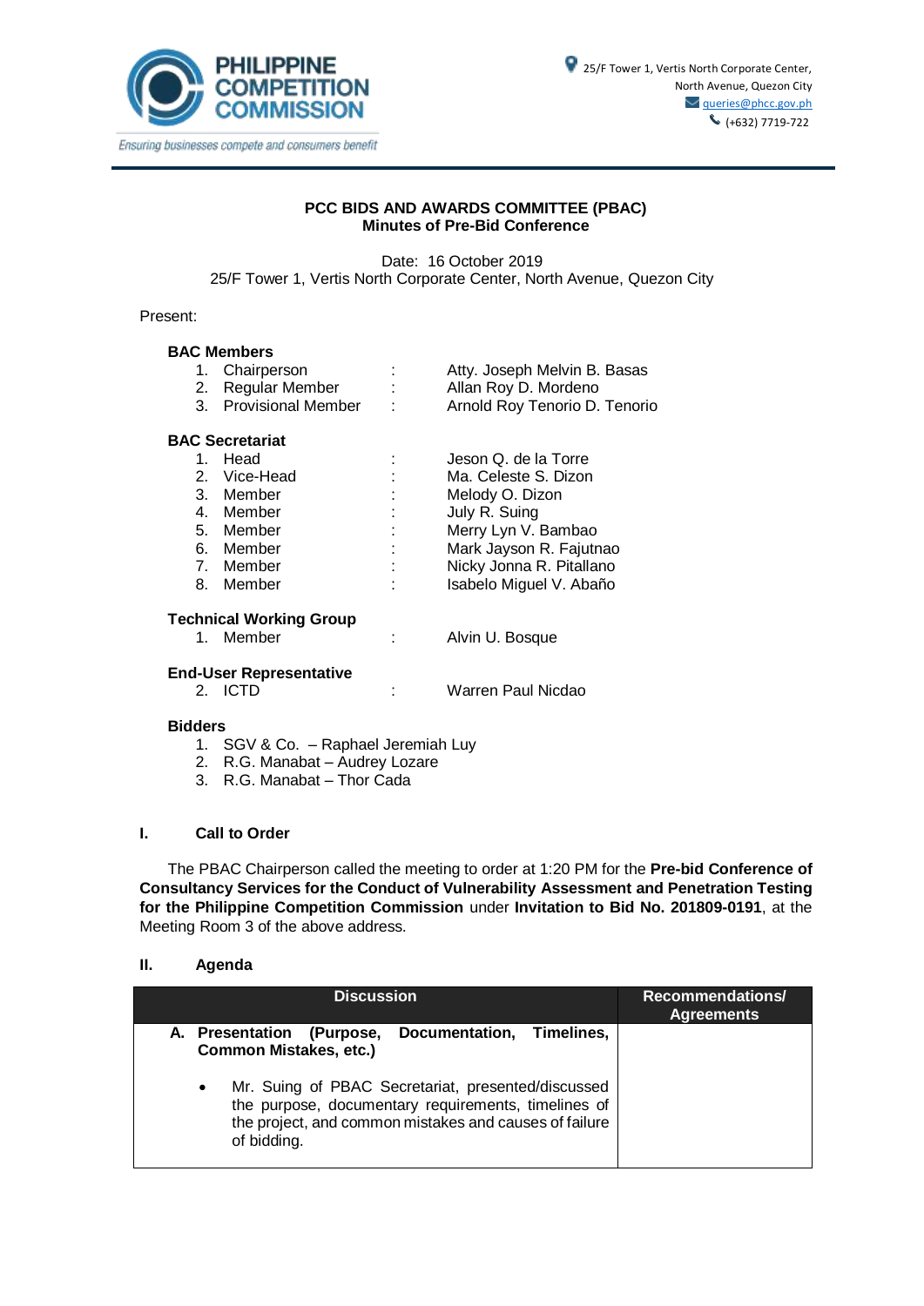PHILIPPINE COMPETITION COMMISSION

*Ensuring businesses compete and consumers benefit*

25/F Tower 1, Vertis North Corporate Center, North Avenue, Quezon City
queries@phcc.gov.ph
(+632) 7719-722

**PCC BIDS AND AWARDS COMMITTEE (PBAC)**
**Minutes of Pre-Bid Conference**

Date: 16 October 2019
25/F Tower 1, Vertis North Corporate Center, North Avenue, Quezon City

Present:

**BAC Members**

1. Chairperson : Atty. Joseph Melvin B. Basas
2. Regular Member : Allan Roy D. Mordeno
3. Provisional Member : Arnold Roy Tenorio D. Tenorio

**BAC Secretariat**

1. Head : Jeson Q. de la Torre
2. Vice-Head : Ma. Celeste S. Dizon
3. Member : Melody O. Dizon
4. Member : July R. Suing
5. Member : Merry Lyn V. Bambao
6. Member : Mark Jayson R. Fajutnao
7. Member : Nicky Jonna R. Pitallano
8. Member : Isabelo Miguel V. Abaño

**Technical Working Group**

1. Member : Alvin U. Bosque

**End-User Representative**

2. ICTD : Warren Paul Nicdao

**Bidders**

1. SGV & Co. – Raphael Jeremiah Luy
2. R.G. Manabat – Audrey Lozare
3. R.G. Manabat – Thor Cada

## I. Call to Order

The PBAC Chairperson called the meeting to order at 1:20 PM for the **Pre-bid Conference of Consultancy Services for the Conduct of Vulnerability Assessment and Penetration Testing for the Philippine Competition Commission** under **Invitation to Bid No. 201809-0191**, at the Meeting Room 3 of the above address.

## II. Agenda

| Discussion | Recommendations/ Agreements |
|---|---|
| **A. Presentation (Purpose, Documentation, Timelines, Common Mistakes, etc.)**<br><br>• Mr. Suing of PBAC Secretariat, presented/discussed the purpose, documentary requirements, timelines of the project, and common mistakes and causes of failure of bidding. | |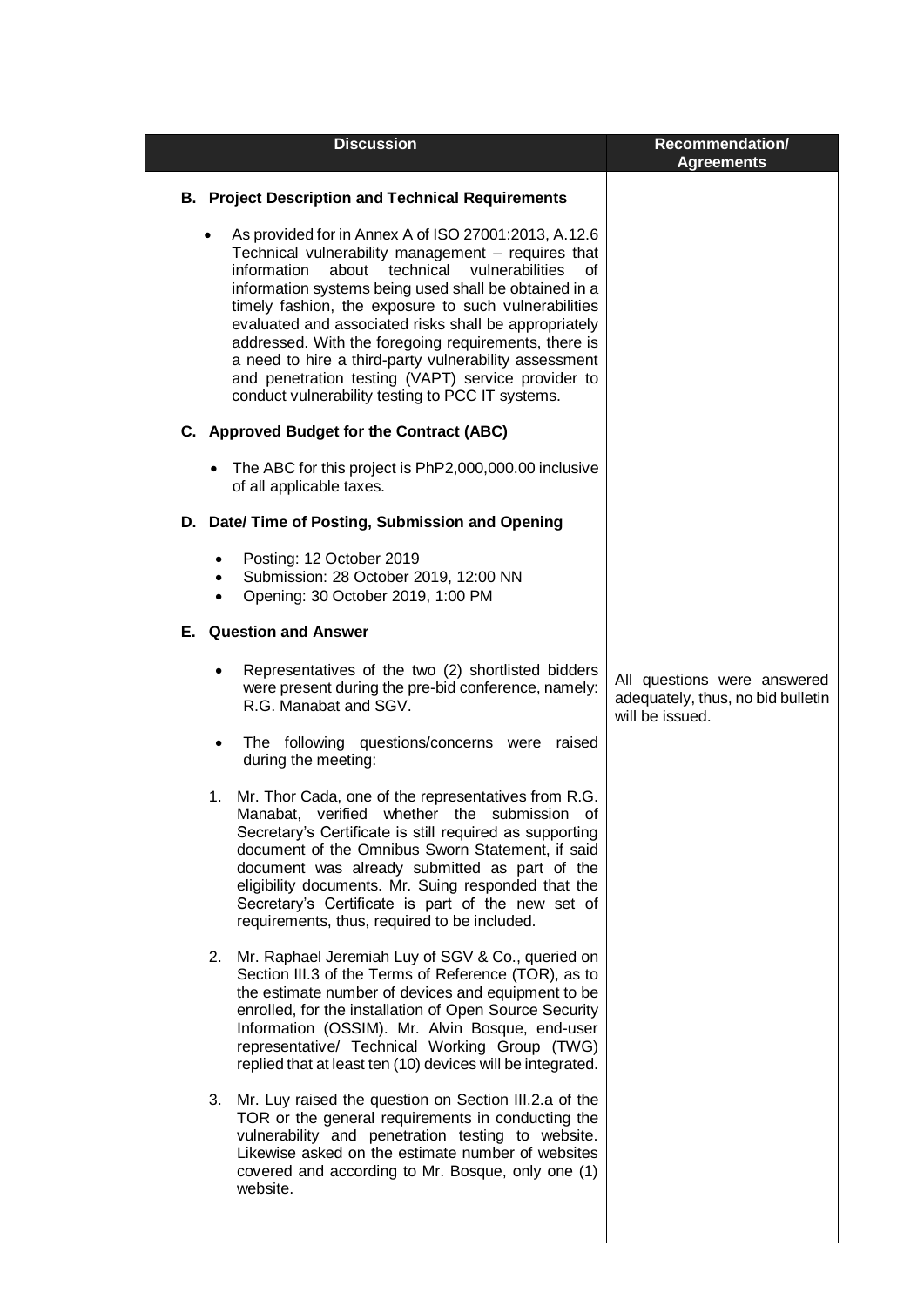| Discussion | Recommendation/ Agreements |
|---|---|
| **B. Project Description and Technical Requirements**<br><br>• As provided for in Annex A of ISO 27001:2013, A.12.6 Technical vulnerability management – requires that information about technical vulnerabilities of information systems being used shall be obtained in a timely fashion, the exposure to such vulnerabilities evaluated and associated risks shall be appropriately addressed. With the foregoing requirements, there is a need to hire a third-party vulnerability assessment and penetration testing (VAPT) service provider to conduct vulnerability testing to PCC IT systems.<br><br>**C. Approved Budget for the Contract (ABC)**<br><br>• The ABC for this project is PhP2,000,000.00 inclusive of all applicable taxes.<br><br>**D. Date/ Time of Posting, Submission and Opening**<br><br>• Posting: 12 October 2019<br>• Submission: 28 October 2019, 12:00 NN<br>• Opening: 30 October 2019, 1:00 PM<br><br>**E. Question and Answer**<br><br>• Representatives of the two (2) shortlisted bidders were present during the pre-bid conference, namely: R.G. Manabat and SGV.<br><br>• The following questions/concerns were raised during the meeting:<br><br>1. Mr. Thor Cada, one of the representatives from R.G. Manabat, verified whether the submission of Secretary's Certificate is still required as supporting document of the Omnibus Sworn Statement, if said document was already submitted as part of the eligibility documents. Mr. Suing responded that the Secretary's Certificate is part of the new set of requirements, thus, required to be included.<br><br>2. Mr. Raphael Jeremiah Luy of SGV & Co., queried on Section III.3 of the Terms of Reference (TOR), as to the estimate number of devices and equipment to be enrolled, for the installation of Open Source Security Information (OSSIM). Mr. Alvin Bosque, end-user representative/ Technical Working Group (TWG) replied that at least ten (10) devices will be integrated.<br><br>3. Mr. Luy raised the question on Section III.2.a of the TOR or the general requirements in conducting the vulnerability and penetration testing to website. Likewise asked on the estimate number of websites covered and according to Mr. Bosque, only one (1) website. | All questions were answered adequately, thus, no bid bulletin will be issued. |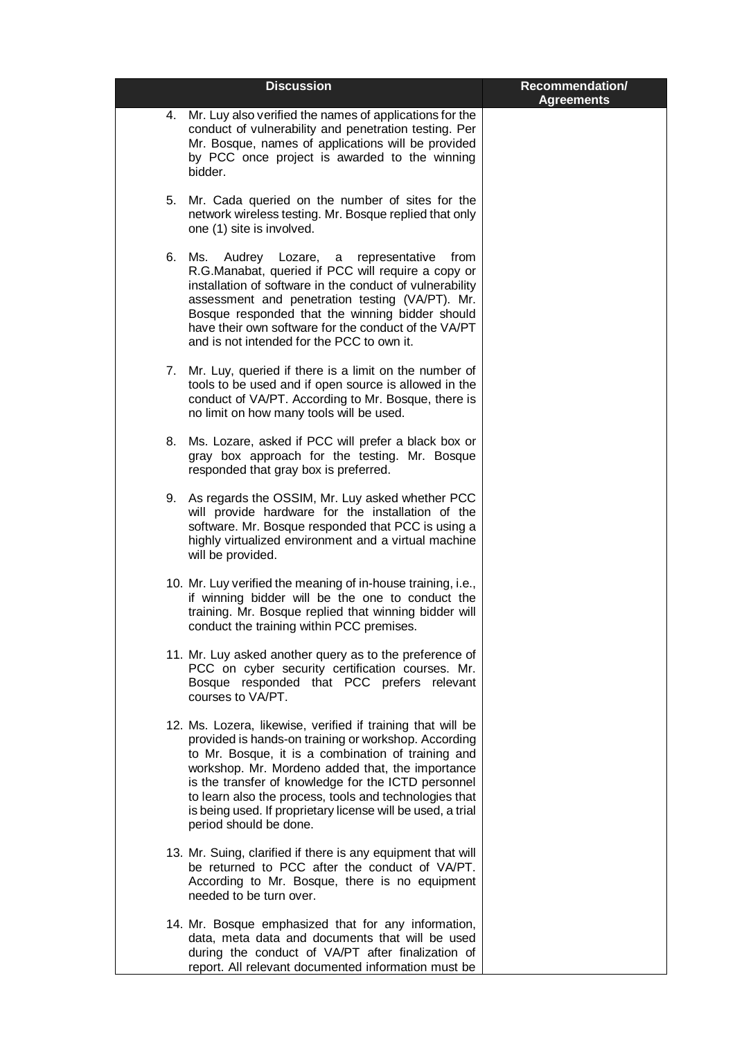| Discussion | Recommendation/ Agreements |
|---|---|
| 4. Mr. Luy also verified the names of applications for the conduct of vulnerability and penetration testing. Per Mr. Bosque, names of applications will be provided by PCC once project is awarded to the winning bidder. | |
| 5. Mr. Cada queried on the number of sites for the network wireless testing. Mr. Bosque replied that only one (1) site is involved. | |
| 6. Ms. Audrey Lozare, a representative from R.G.Manabat, queried if PCC will require a copy or installation of software in the conduct of vulnerability assessment and penetration testing (VA/PT). Mr. Bosque responded that the winning bidder should have their own software for the conduct of the VA/PT and is not intended for the PCC to own it. | |
| 7. Mr. Luy, queried if there is a limit on the number of tools to be used and if open source is allowed in the conduct of VA/PT. According to Mr. Bosque, there is no limit on how many tools will be used. | |
| 8. Ms. Lozare, asked if PCC will prefer a black box or gray box approach for the testing. Mr. Bosque responded that gray box is preferred. | |
| 9. As regards the OSSIM, Mr. Luy asked whether PCC will provide hardware for the installation of the software. Mr. Bosque responded that PCC is using a highly virtualized environment and a virtual machine will be provided. | |
| 10. Mr. Luy verified the meaning of in-house training, i.e., if winning bidder will be the one to conduct the training. Mr. Bosque replied that winning bidder will conduct the training within PCC premises. | |
| 11. Mr. Luy asked another query as to the preference of PCC on cyber security certification courses. Mr. Bosque responded that PCC prefers relevant courses to VA/PT. | |
| 12. Ms. Lozera, likewise, verified if training that will be provided is hands-on training or workshop. According to Mr. Bosque, it is a combination of training and workshop. Mr. Mordeno added that, the importance is the transfer of knowledge for the ICTD personnel to learn also the process, tools and technologies that is being used. If proprietary license will be used, a trial period should be done. | |
| 13. Mr. Suing, clarified if there is any equipment that will be returned to PCC after the conduct of VA/PT. According to Mr. Bosque, there is no equipment needed to be turn over. | |
| 14. Mr. Bosque emphasized that for any information, data, meta data and documents that will be used during the conduct of VA/PT after finalization of report. All relevant documented information must be | |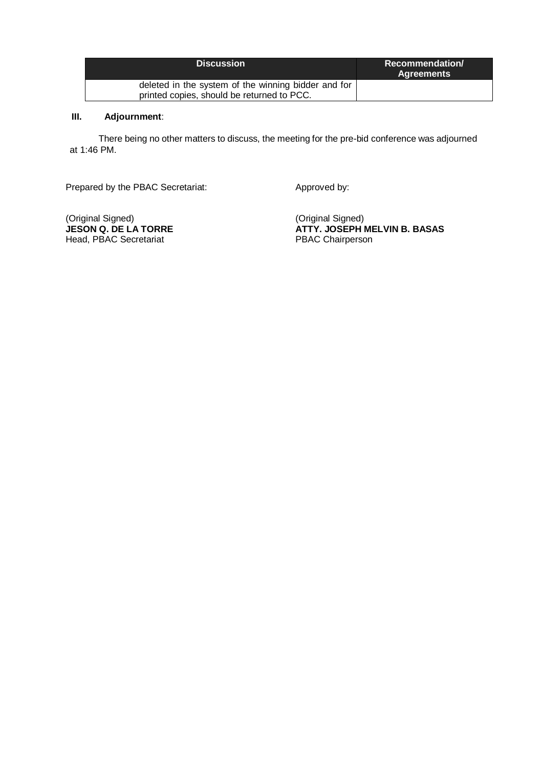| Discussion | Recommendation/ Agreements |
| --- | --- |
| deleted in the system of the winning bidder and for printed copies, should be returned to PCC. | |

**III. Adjournment**:

There being no other matters to discuss, the meeting for the pre-bid conference was adjourned at 1:46 PM.

Prepared by the PBAC Secretariat:

(Original Signed)
**JESON Q. DE LA TORRE**
Head, PBAC Secretariat

Approved by:

(Original Signed)
**ATTY. JOSEPH MELVIN B. BASAS**
PBAC Chairperson